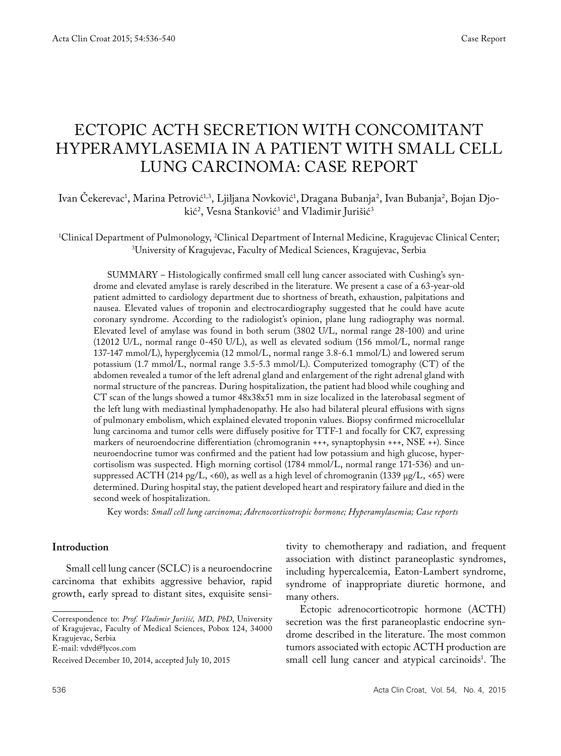Case Report

# ECTOPIC ACTH SECRETION WITH CONCOMITANT HYPERAMYLASEMIA IN A PATIENT WITH SMALL CELL LUNG CARCINOMA: CASE REPORT

Ivan Čekerevac[1], Marina Petrović[1,3], Ljiljana Novković[1], Dragana Bubanja[2], Ivan Bubanja[2], Bojan Djokić[2], Vesna Stanković[3] and Vladimir Jurišić[3]

[1]Clinical Department of Pulmonology, [2]Clinical Department of Internal Medicine, Kragujevac Clinical Center; [3]University of Kragujevac, Faculty of Medical Sciences, Kragujevac, Serbia

SUMMARY – Histologically confirmed small cell lung cancer associated with Cushing's syndrome and elevated amylase is rarely described in the literature. We present a case of a 63-year-old patient admitted to cardiology department due to shortness of breath, exhaustion, palpitations and nausea. Elevated values of troponin and electrocardiography suggested that he could have acute coronary syndrome. According to the radiologist's opinion, plane lung radiography was normal. Elevated level of amylase was found in both serum (3802 U/L, normal range 28-100) and urine (12012 U/L, normal range 0-450 U/L), as well as elevated sodium (156 mmol/L, normal range 137-147 mmol/L), hyperglycemia (12 mmol/L, normal range 3.8-6.1 mmol/L) and lowered serum potassium (1.7 mmol/L, normal range 3.5-5.3 mmol/L). Computerized tomography (CT) of the abdomen revealed a tumor of the left adrenal gland and enlargement of the right adrenal gland with normal structure of the pancreas. During hospitalization, the patient had blood while coughing and CT scan of the lungs showed a tumor 48x38x51 mm in size localized in the laterobasal segment of the left lung with mediastinal lymphadenopathy. He also had bilateral pleural effusions with signs of pulmonary embolism, which explained elevated troponin values. Biopsy confirmed microcellular lung carcinoma and tumor cells were diffusely positive for TTF-1 and focally for CK7, expressing markers of neuroendocrine differentiation (chromogranin +++, synaptophysin +++, NSE ++). Since neuroendocrine tumor was confirmed and the patient had low potassium and high glucose, hypercortisolism was suspected. High morning cortisol (1784 mmol/L, normal range 171-536) and unsuppressed ACTH (214 pg/L, <60), as well as a high level of chromogranin (1339 μg/L, <65) were determined. During hospital stay, the patient developed heart and respiratory failure and died in the second week of hospitalization.

Key words: *Small cell lung carcinoma; Adrenocorticotropic hormone; Hyperamylasemia; Case reports*

## Introduction

Small cell lung cancer (SCLC) is a neuroendocrine carcinoma that exhibits aggressive behavior, rapid growth, early spread to distant sites, exquisite sensitivity to chemotherapy and radiation, and frequent association with distinct paraneoplastic syndromes, including hypercalcemia, Eaton-Lambert syndrome, syndrome of inappropriate diuretic hormone, and many others.

Ectopic adrenocorticotropic hormone (ACTH) secretion was the first paraneoplastic endocrine syndrome described in the literature. The most common tumors associated with ectopic ACTH production are small cell lung cancer and atypical carcinoids[1]. The

Correspondence to: *Prof. Vladimir Jurišić, MD, PhD*, University of Kragujevac, Faculty of Medical Sciences, Pobox 124, 34000 Kragujevac, Serbia
E-mail: vdvd@lycos.com

Received December 10, 2014, accepted July 10, 2015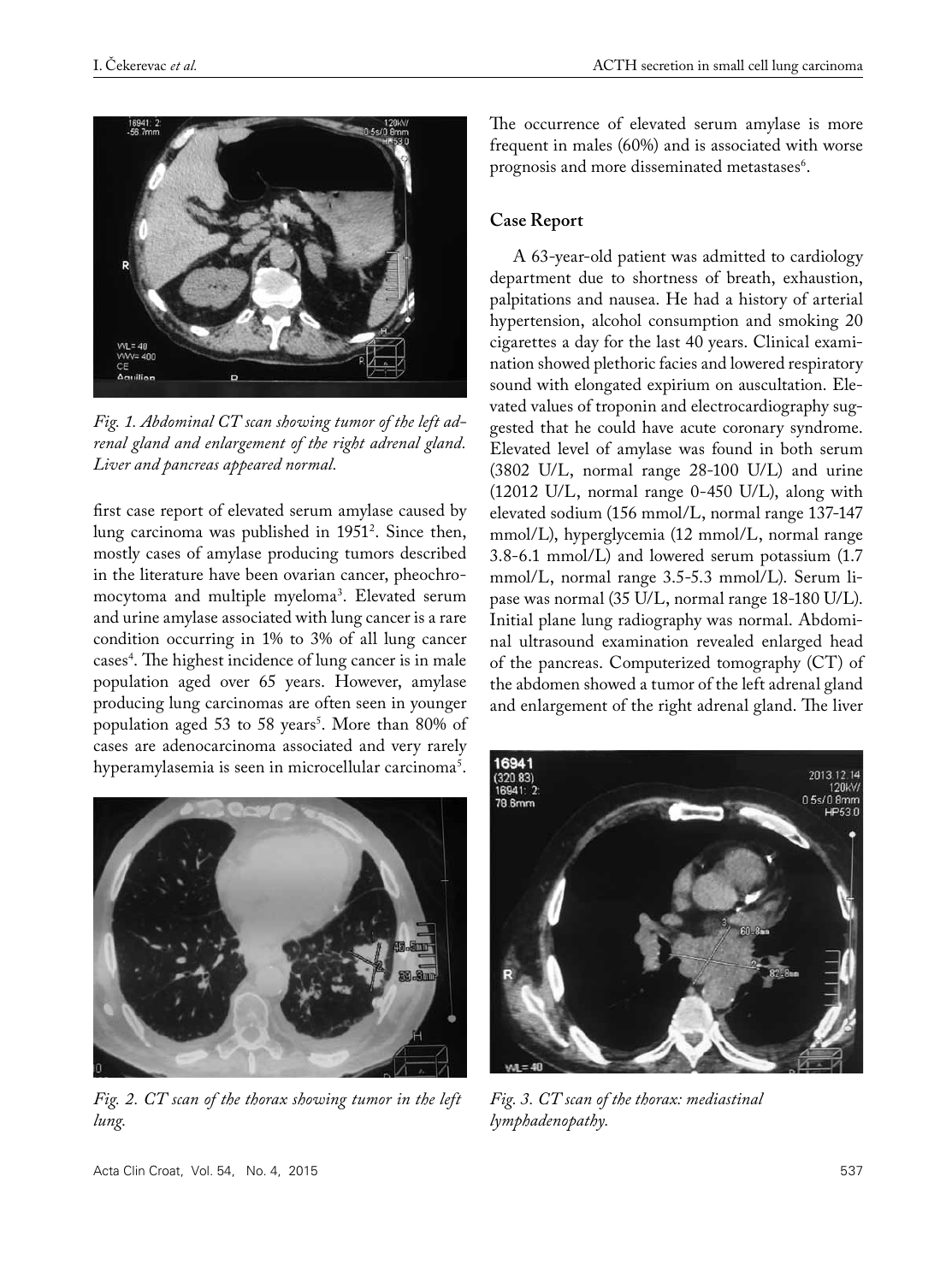*Fig. 1. Abdominal CT scan showing tumor of the left adrenal gland and enlargement of the right adrenal gland. Liver and pancreas appeared normal.*

first case report of elevated serum amylase caused by lung carcinoma was published in 1951[2]. Since then, mostly cases of amylase producing tumors described in the literature have been ovarian cancer, pheochromocytoma and multiple myeloma[3]. Elevated serum and urine amylase associated with lung cancer is a rare condition occurring in 1% to 3% of all lung cancer cases[4]. The highest incidence of lung cancer is in male population aged over 65 years. However, amylase producing lung carcinomas are often seen in younger population aged 53 to 58 years[5]. More than 80% of cases are adenocarcinoma associated and very rarely hyperamylasemia is seen in microcellular carcinoma[5].

*Fig. 2. CT scan of the thorax showing tumor in the left lung.*

The occurrence of elevated serum amylase is more frequent in males (60%) and is associated with worse prognosis and more disseminated metastases[6].

## Case Report

A 63-year-old patient was admitted to cardiology department due to shortness of breath, exhaustion, palpitations and nausea. He had a history of arterial hypertension, alcohol consumption and smoking 20 cigarettes a day for the last 40 years. Clinical examination showed plethoric facies and lowered respiratory sound with elongated expirium on auscultation. Elevated values of troponin and electrocardiography suggested that he could have acute coronary syndrome. Elevated level of amylase was found in both serum (3802 U/L, normal range 28-100 U/L) and urine (12012 U/L, normal range 0-450 U/L), along with elevated sodium (156 mmol/L, normal range 137-147 mmol/L), hyperglycemia (12 mmol/L, normal range 3.8-6.1 mmol/L) and lowered serum potassium (1.7 mmol/L, normal range 3.5-5.3 mmol/L). Serum lipase was normal (35 U/L, normal range 18-180 U/L). Initial plane lung radiography was normal. Abdominal ultrasound examination revealed enlarged head of the pancreas. Computerized tomography (CT) of the abdomen showed a tumor of the left adrenal gland and enlargement of the right adrenal gland. The liver

*Fig. 3. CT scan of the thorax: mediastinal lymphadenopathy.*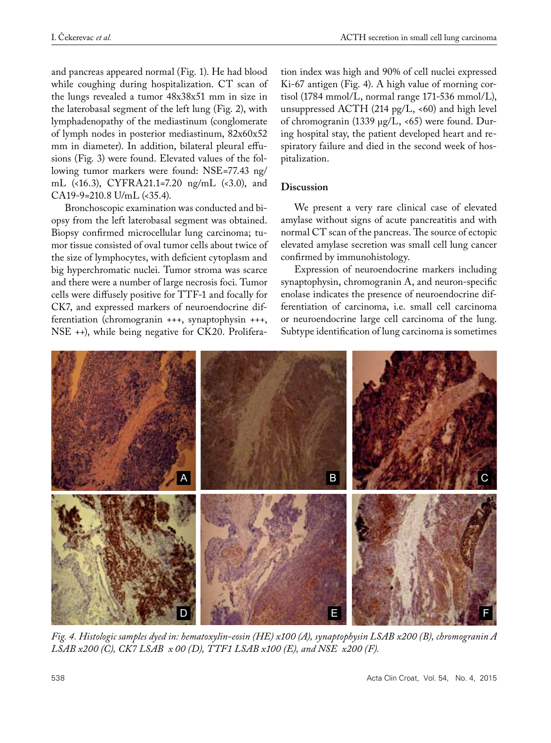and pancreas appeared normal (Fig. 1). He had blood while coughing during hospitalization. CT scan of the lungs revealed a tumor 48x38x51 mm in size in the laterobasal segment of the left lung (Fig. 2), with lymphadenopathy of the mediastinum (conglomerate of lymph nodes in posterior mediastinum, 82x60x52 mm in diameter). In addition, bilateral pleural effusions (Fig. 3) were found. Elevated values of the following tumor markers were found: NSE=77.43 ng/mL (<16.3), CYFRA21.1=7.20 ng/mL (<3.0), and CA19-9=210.8 U/mL (<35.4).

Bronchoscopic examination was conducted and biopsy from the left laterobasal segment was obtained. Biopsy confirmed microcellular lung carcinoma; tumor tissue consisted of oval tumor cells about twice of the size of lymphocytes, with deficient cytoplasm and big hyperchromatic nuclei. Tumor stroma was scarce and there were a number of large necrosis foci. Tumor cells were diffusely positive for TTF-1 and focally for CK7, and expressed markers of neuroendocrine differentiation (chromogranin +++, synaptophysin +++, NSE ++), while being negative for CK20. Proliferation index was high and 90% of cell nuclei expressed Ki-67 antigen (Fig. 4). A high value of morning cortisol (1784 mmol/L, normal range 171-536 mmol/L), unsuppressed ACTH (214 pg/L, <60) and high level of chromogranin (1339 μg/L, <65) were found. During hospital stay, the patient developed heart and respiratory failure and died in the second week of hospitalization.

## Discussion

We present a very rare clinical case of elevated amylase without signs of acute pancreatitis and with normal CT scan of the pancreas. The source of ectopic elevated amylase secretion was small cell lung cancer confirmed by immunohistology.

Expression of neuroendocrine markers including synaptophysin, chromogranin A, and neuron-specific enolase indicates the presence of neuroendocrine differentiation of carcinoma, i.e. small cell carcinoma or neuroendocrine large cell carcinoma of the lung. Subtype identification of lung carcinoma is sometimes

*Fig. 4. Histologic samples dyed in: hematoxylin-eosin (HE) x100 (A), synaptophysin LSAB x200 (B), chromogranin A LSAB x200 (C), CK7 LSAB x 00 (D), TTF1 LSAB x100 (E), and NSE x200 (F).*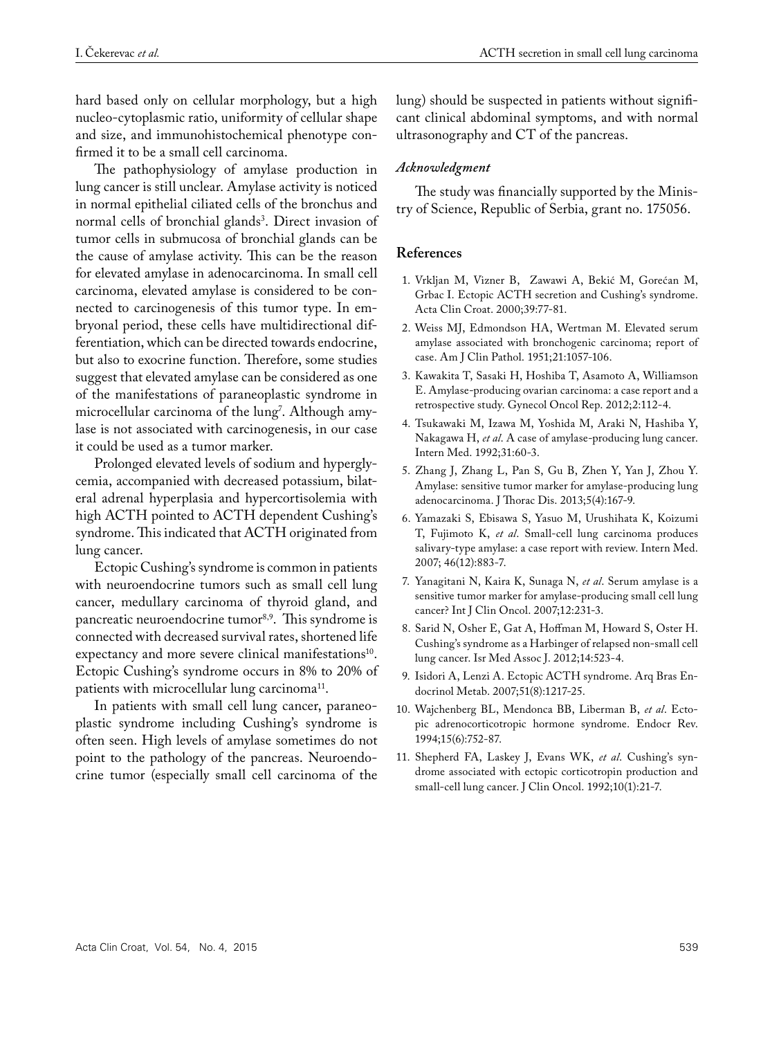hard based only on cellular morphology, but a high nucleo-cytoplasmic ratio, uniformity of cellular shape and size, and immunohistochemical phenotype confirmed it to be a small cell carcinoma.

The pathophysiology of amylase production in lung cancer is still unclear. Amylase activity is noticed in normal epithelial ciliated cells of the bronchus and normal cells of bronchial glands[3]. Direct invasion of tumor cells in submucosa of bronchial glands can be the cause of amylase activity. This can be the reason for elevated amylase in adenocarcinoma. In small cell carcinoma, elevated amylase is considered to be connected to carcinogenesis of this tumor type. In embryonal period, these cells have multidirectional differentiation, which can be directed towards endocrine, but also to exocrine function. Therefore, some studies suggest that elevated amylase can be considered as one of the manifestations of paraneoplastic syndrome in microcellular carcinoma of the lung[7]. Although amylase is not associated with carcinogenesis, in our case it could be used as a tumor marker.

Prolonged elevated levels of sodium and hyperglycemia, accompanied with decreased potassium, bilateral adrenal hyperplasia and hypercortisolemia with high ACTH pointed to ACTH dependent Cushing's syndrome. This indicated that ACTH originated from lung cancer.

Ectopic Cushing's syndrome is common in patients with neuroendocrine tumors such as small cell lung cancer, medullary carcinoma of thyroid gland, and pancreatic neuroendocrine tumor[8,9]. This syndrome is connected with decreased survival rates, shortened life expectancy and more severe clinical manifestations[10]. Ectopic Cushing's syndrome occurs in 8% to 20% of patients with microcellular lung carcinoma[11].

In patients with small cell lung cancer, paraneoplastic syndrome including Cushing's syndrome is often seen. High levels of amylase sometimes do not point to the pathology of the pancreas. Neuroendocrine tumor (especially small cell carcinoma of the lung) should be suspected in patients without significant clinical abdominal symptoms, and with normal ultrasonography and CT of the pancreas.

### *Acknowledgment*

The study was financially supported by the Ministry of Science, Republic of Serbia, grant no. 175056.

## References

1. Vrkljan M, Vizner B, Zawawi A, Bekić M, Gorećan M, Grbac I. Ectopic ACTH secretion and Cushing's syndrome. Acta Clin Croat. 2000;39:77-81.
2. Weiss MJ, Edmondson HA, Wertman M. Elevated serum amylase associated with bronchogenic carcinoma; report of case. Am J Clin Pathol. 1951;21:1057-106.
3. Kawakita T, Sasaki H, Hoshiba T, Asamoto A, Williamson E. Amylase-producing ovarian carcinoma: a case report and a retrospective study. Gynecol Oncol Rep. 2012;2:112-4.
4. Tsukawaki M, Izawa M, Yoshida M, Araki N, Hashiba Y, Nakagawa H, *et al*. A case of amylase-producing lung cancer. Intern Med. 1992;31:60-3.
5. Zhang J, Zhang L, Pan S, Gu B, Zhen Y, Yan J, Zhou Y. Amylase: sensitive tumor marker for amylase-producing lung adenocarcinoma. J Thorac Dis. 2013;5(4):167-9.
6. Yamazaki S, Ebisawa S, Yasuo M, Urushihata K, Koizumi T, Fujimoto K, *et al*. Small-cell lung carcinoma produces salivary-type amylase: a case report with review. Intern Med. 2007; 46(12):883-7.
7. Yanagitani N, Kaira K, Sunaga N, *et al*. Serum amylase is a sensitive tumor marker for amylase-producing small cell lung cancer? Int J Clin Oncol. 2007;12:231-3.
8. Sarid N, Osher E, Gat A, Hoffman M, Howard S, Oster H. Cushing's syndrome as a Harbinger of relapsed non-small cell lung cancer. Isr Med Assoc J. 2012;14:523-4.
9. Isidori A, Lenzi A. Ectopic ACTH syndrome. Arq Bras Endocrinol Metab. 2007;51(8):1217-25.
10. Wajchenberg BL, Mendonca BB, Liberman B, *et al*. Ectopic adrenocorticotropic hormone syndrome. Endocr Rev. 1994;15(6):752-87.
11. Shepherd FA, Laskey J, Evans WK, *et al*. Cushing's syndrome associated with ectopic corticotropin production and small-cell lung cancer. J Clin Oncol. 1992;10(1):21-7.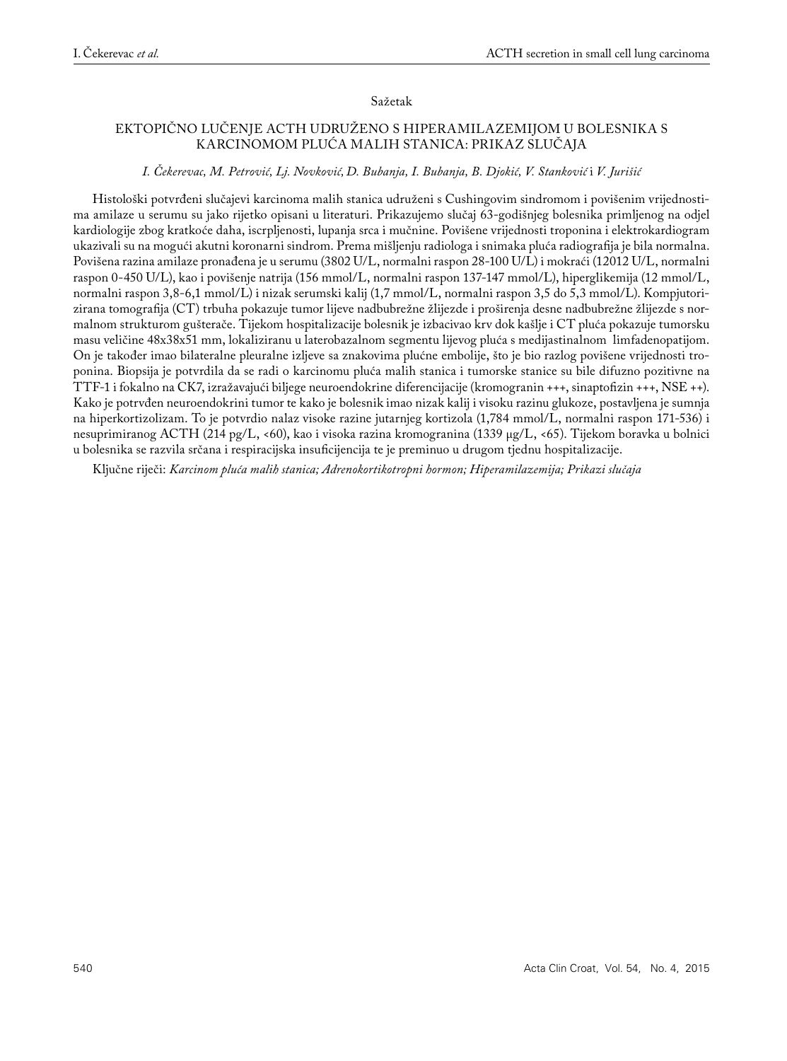Sažetak

## EKTOPIČNO LUČENJE ACTH UDRUŽENO S HIPERAMILAZEMIJOM U BOLESNIKA S KARCINOMOM PLUĆA MALIH STANICA: PRIKAZ SLUČAJA

*I. Čekerevac, M. Petrović, Lj. Novković, D. Bubanja, I. Bubanja, B. Djokić, V. Stanković* i *V. Jurišić*

Histološki potvrđeni slučajevi karcinoma malih stanica udruženi s Cushingovim sindromom i povišenim vrijednostima amilaze u serumu su jako rijetko opisani u literaturi. Prikazujemo slučaj 63-godišnjeg bolesnika primljenog na odjel kardiologije zbog kratkoće daha, iscrpljenosti, lupanja srca i mučnine. Povišene vrijednosti troponina i elektrokardiogram ukazivali su na mogući akutni koronarni sindrom. Prema mišljenju radiologa i snimaka pluća radiografija je bila normalna. Povišena razina amilaze pronađena je u serumu (3802 U/L, normalni raspon 28-100 U/L) i mokraći (12012 U/L, normalni raspon 0-450 U/L), kao i povišenje natrija (156 mmol/L, normalni raspon 137-147 mmol/L), hiperglikemija (12 mmol/L, normalni raspon 3,8-6,1 mmol/L) i nizak serumski kalij (1,7 mmol/L, normalni raspon 3,5 do 5,3 mmol/L). Kompjutorizirana tomografija (CT) trbuha pokazuje tumor lijeve nadbubrežne žlijezde i proširenja desne nadbubrežne žlijezde s normalnom strukturom gušterače. Tijekom hospitalizacije bolesnik je izbacivao krv dok kašlje i CT pluća pokazuje tumorsku masu veličine 48x38x51 mm, lokaliziranu u laterobazalnom segmentu lijevog pluća s medijastinalnom limfadenopatijom. On je također imao bilateralne pleuralne izljeve sa znakovima plućne embolije, što je bio razlog povišene vrijednosti troponina. Biopsija je potvrdila da se radi o karcinomu pluća malih stanica i tumorske stanice su bile difuzno pozitivne na TTF-1 i fokalno na CK7, izražavajući biljege neuroendokrine diferencijacije (kromogranin +++, sinaptofizin +++, NSE ++). Kako je potvrđen neuroendokrini tumor te kako je bolesnik imao nizak kalij i visoku razinu glukoze, postavljena je sumnja na hiperkortizolizam. To je potvrdio nalaz visoke razine jutarnjeg kortizola (1,784 mmol/L, normalni raspon 171-536) i nesuprimiranog ACTH (214 pg/L, <60), kao i visoka razina kromogranina (1339 μg/L, <65). Tijekom boravka u bolnici u bolesnika se razvila srčana i respiracijska insuficijencija te je preminuo u drugom tjednu hospitalizacije.

Ključne riječi: *Karcinom pluća malih stanica; Adrenokortikotropni hormon; Hiperamilazemija; Prikazi slučaja*